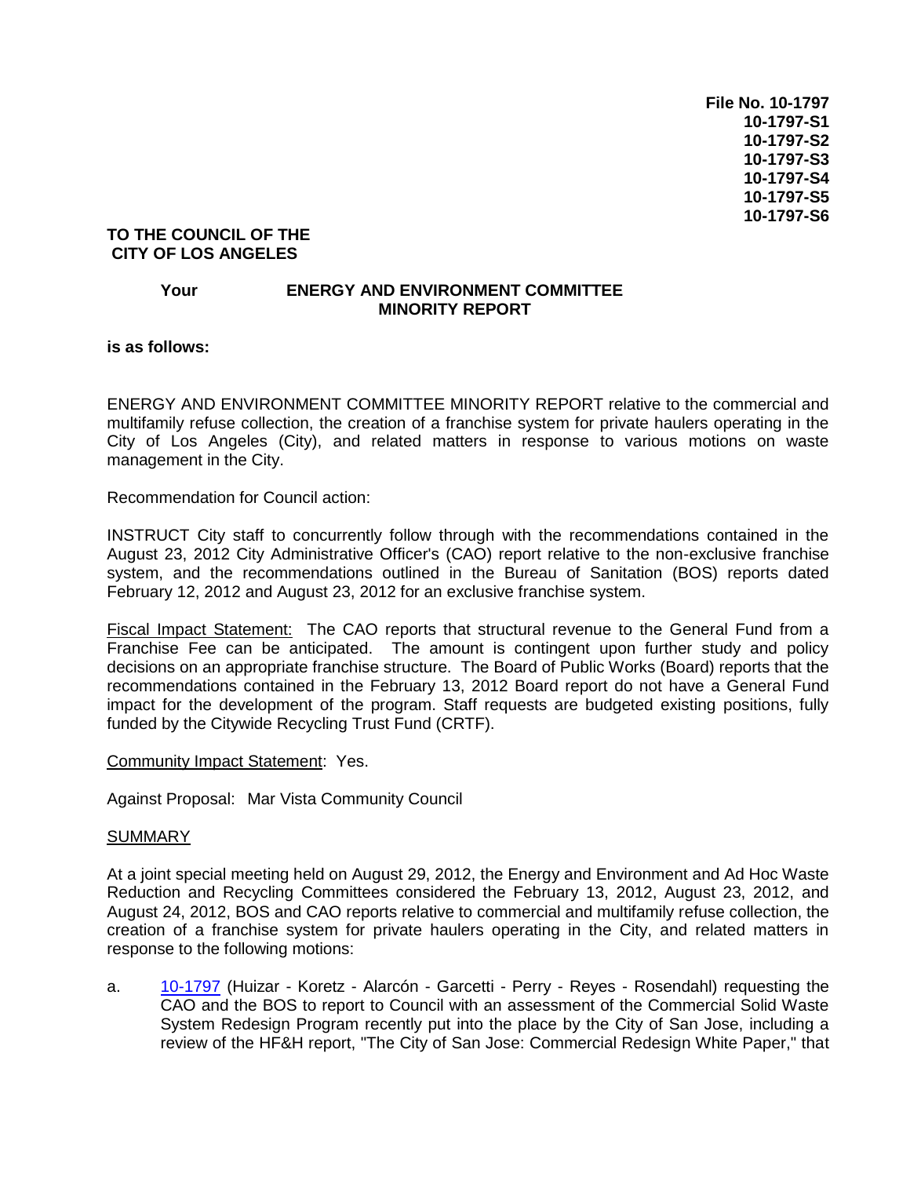**File No. 10-1797**
**10-1797-S1**
**10-1797-S2**
**10-1797-S3**
**10-1797-S4**
**10-1797-S5**
**10-1797-S6**

**TO THE COUNCIL OF THE CITY OF LOS ANGELES**

**Your ENERGY AND ENVIRONMENT COMMITTEE MINORITY REPORT**

**is as follows:**

ENERGY AND ENVIRONMENT COMMITTEE MINORITY REPORT relative to the commercial and multifamily refuse collection, the creation of a franchise system for private haulers operating in the City of Los Angeles (City), and related matters in response to various motions on waste management in the City.

Recommendation for Council action:

INSTRUCT City staff to concurrently follow through with the recommendations contained in the August 23, 2012 City Administrative Officer's (CAO) report relative to the non-exclusive franchise system, and the recommendations outlined in the Bureau of Sanitation (BOS) reports dated February 12, 2012 and August 23, 2012 for an exclusive franchise system.

Fiscal Impact Statement: The CAO reports that structural revenue to the General Fund from a Franchise Fee can be anticipated. The amount is contingent upon further study and policy decisions on an appropriate franchise structure. The Board of Public Works (Board) reports that the recommendations contained in the February 13, 2012 Board report do not have a General Fund impact for the development of the program. Staff requests are budgeted existing positions, fully funded by the Citywide Recycling Trust Fund (CRTF).

Community Impact Statement: Yes.

Against Proposal: Mar Vista Community Council

SUMMARY

At a joint special meeting held on August 29, 2012, the Energy and Environment and Ad Hoc Waste Reduction and Recycling Committees considered the February 13, 2012, August 23, 2012, and August 24, 2012, BOS and CAO reports relative to commercial and multifamily refuse collection, the creation of a franchise system for private haulers operating in the City, and related matters in response to the following motions:

a. 10-1797 (Huizar - Koretz - Alarcón - Garcetti - Perry - Reyes - Rosendahl) requesting the CAO and the BOS to report to Council with an assessment of the Commercial Solid Waste System Redesign Program recently put into the place by the City of San Jose, including a review of the HF&H report, "The City of San Jose: Commercial Redesign White Paper," that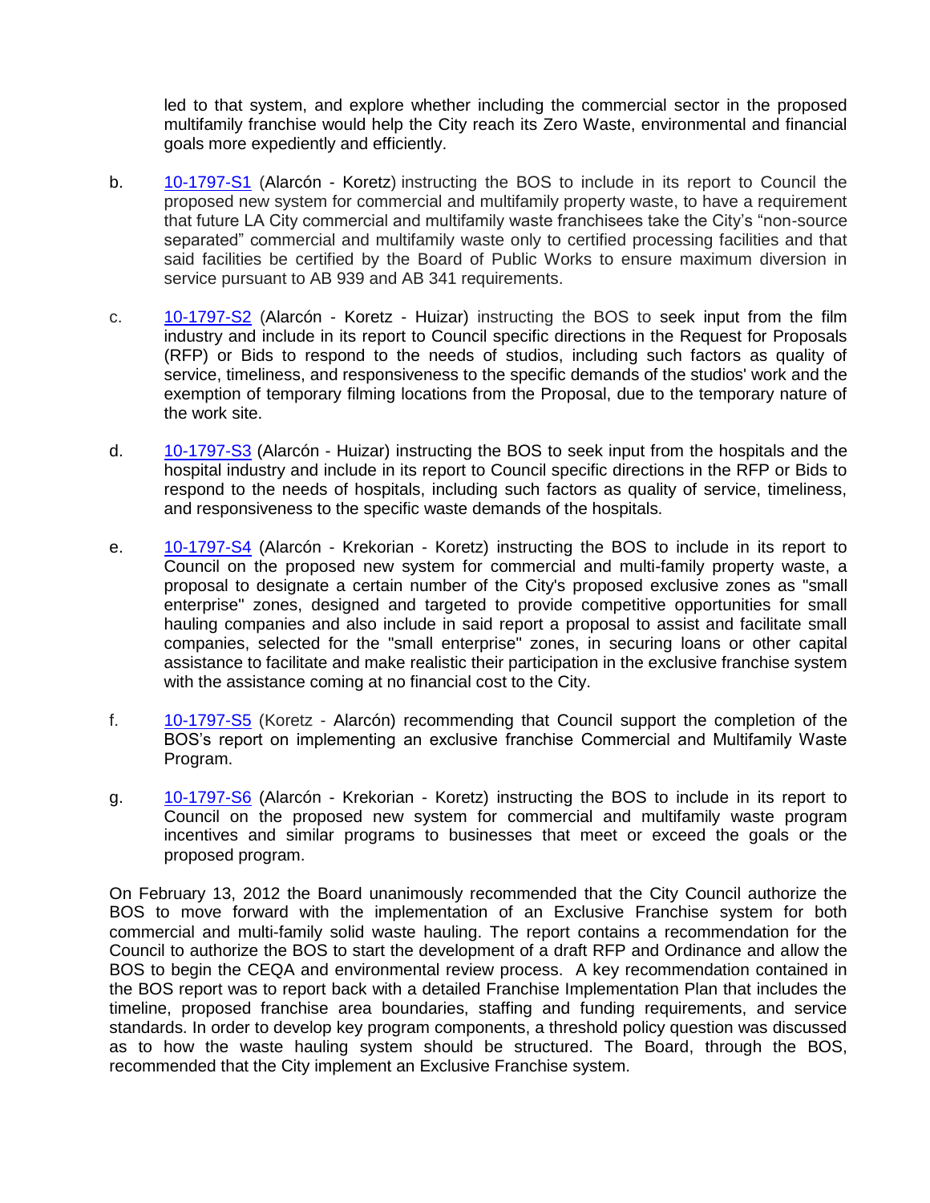led to that system, and explore whether including the commercial sector in the proposed multifamily franchise would help the City reach its Zero Waste, environmental and financial goals more expediently and efficiently.

b. 10-1797-S1 (Alarcón - Koretz) instructing the BOS to include in its report to Council the proposed new system for commercial and multifamily property waste, to have a requirement that future LA City commercial and multifamily waste franchisees take the City's "non-source separated" commercial and multifamily waste only to certified processing facilities and that said facilities be certified by the Board of Public Works to ensure maximum diversion in service pursuant to AB 939 and AB 341 requirements.

c. 10-1797-S2 (Alarcón - Koretz - Huizar) instructing the BOS to seek input from the film industry and include in its report to Council specific directions in the Request for Proposals (RFP) or Bids to respond to the needs of studios, including such factors as quality of service, timeliness, and responsiveness to the specific demands of the studios' work and the exemption of temporary filming locations from the Proposal, due to the temporary nature of the work site.

d. 10-1797-S3 (Alarcón - Huizar) instructing the BOS to seek input from the hospitals and the hospital industry and include in its report to Council specific directions in the RFP or Bids to respond to the needs of hospitals, including such factors as quality of service, timeliness, and responsiveness to the specific waste demands of the hospitals.

e. 10-1797-S4 (Alarcón - Krekorian - Koretz) instructing the BOS to include in its report to Council on the proposed new system for commercial and multi-family property waste, a proposal to designate a certain number of the City's proposed exclusive zones as "small enterprise" zones, designed and targeted to provide competitive opportunities for small hauling companies and also include in said report a proposal to assist and facilitate small companies, selected for the "small enterprise" zones, in securing loans or other capital assistance to facilitate and make realistic their participation in the exclusive franchise system with the assistance coming at no financial cost to the City.

f. 10-1797-S5 (Koretz - Alarcón) recommending that Council support the completion of the BOS's report on implementing an exclusive franchise Commercial and Multifamily Waste Program.

g. 10-1797-S6 (Alarcón - Krekorian - Koretz) instructing the BOS to include in its report to Council on the proposed new system for commercial and multifamily waste program incentives and similar programs to businesses that meet or exceed the goals or the proposed program.

On February 13, 2012 the Board unanimously recommended that the City Council authorize the BOS to move forward with the implementation of an Exclusive Franchise system for both commercial and multi-family solid waste hauling. The report contains a recommendation for the Council to authorize the BOS to start the development of a draft RFP and Ordinance and allow the BOS to begin the CEQA and environmental review process. A key recommendation contained in the BOS report was to report back with a detailed Franchise Implementation Plan that includes the timeline, proposed franchise area boundaries, staffing and funding requirements, and service standards. In order to develop key program components, a threshold policy question was discussed as to how the waste hauling system should be structured. The Board, through the BOS, recommended that the City implement an Exclusive Franchise system.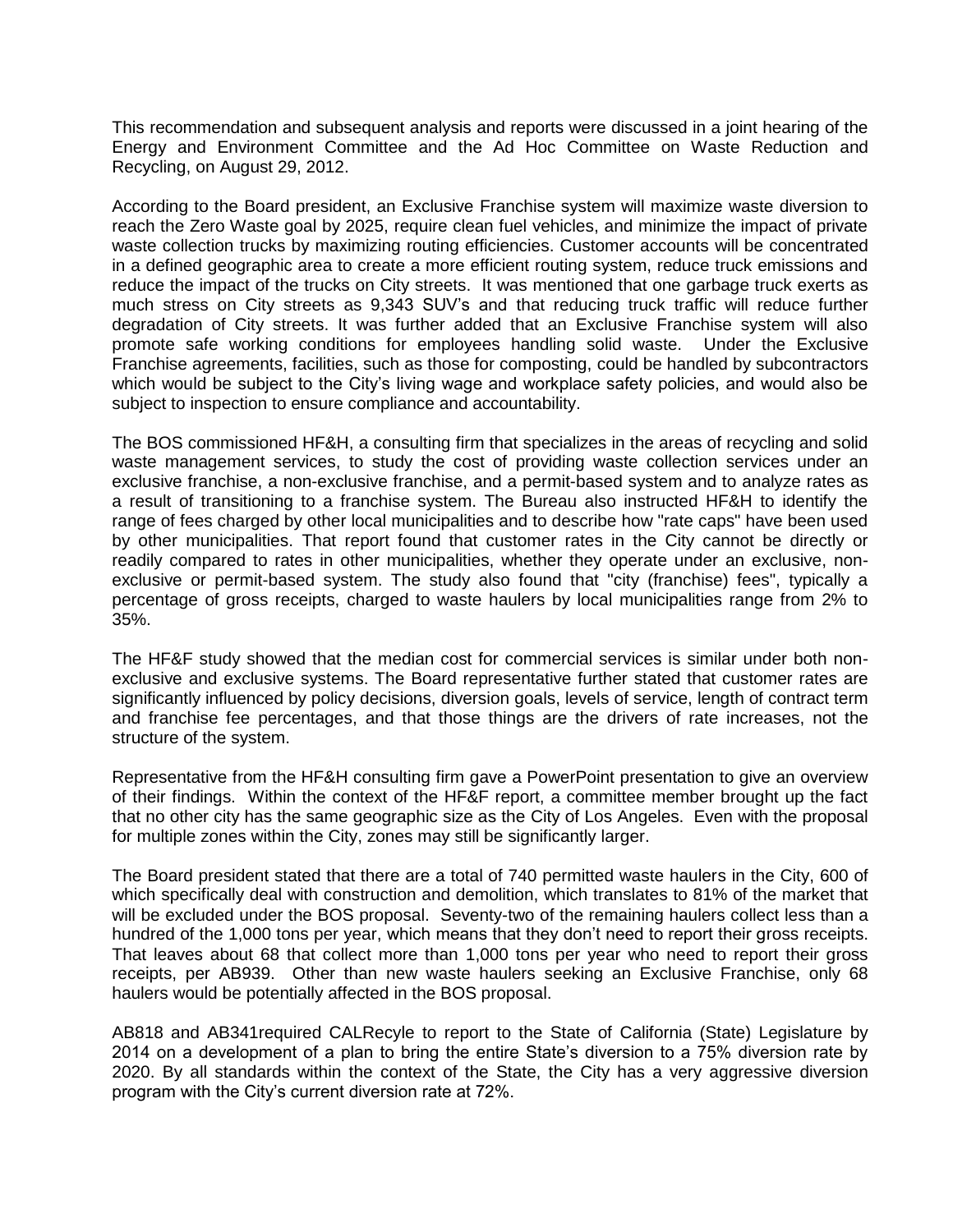This recommendation and subsequent analysis and reports were discussed in a joint hearing of the Energy and Environment Committee and the Ad Hoc Committee on Waste Reduction and Recycling, on August 29, 2012.

According to the Board president, an Exclusive Franchise system will maximize waste diversion to reach the Zero Waste goal by 2025, require clean fuel vehicles, and minimize the impact of private waste collection trucks by maximizing routing efficiencies. Customer accounts will be concentrated in a defined geographic area to create a more efficient routing system, reduce truck emissions and reduce the impact of the trucks on City streets. It was mentioned that one garbage truck exerts as much stress on City streets as 9,343 SUV's and that reducing truck traffic will reduce further degradation of City streets. It was further added that an Exclusive Franchise system will also promote safe working conditions for employees handling solid waste. Under the Exclusive Franchise agreements, facilities, such as those for composting, could be handled by subcontractors which would be subject to the City's living wage and workplace safety policies, and would also be subject to inspection to ensure compliance and accountability.

The BOS commissioned HF&H, a consulting firm that specializes in the areas of recycling and solid waste management services, to study the cost of providing waste collection services under an exclusive franchise, a non-exclusive franchise, and a permit-based system and to analyze rates as a result of transitioning to a franchise system. The Bureau also instructed HF&H to identify the range of fees charged by other local municipalities and to describe how "rate caps" have been used by other municipalities. That report found that customer rates in the City cannot be directly or readily compared to rates in other municipalities, whether they operate under an exclusive, non-exclusive or permit-based system. The study also found that "city (franchise) fees", typically a percentage of gross receipts, charged to waste haulers by local municipalities range from 2% to 35%.

The HF&F study showed that the median cost for commercial services is similar under both non-exclusive and exclusive systems. The Board representative further stated that customer rates are significantly influenced by policy decisions, diversion goals, levels of service, length of contract term and franchise fee percentages, and that those things are the drivers of rate increases, not the structure of the system.

Representative from the HF&H consulting firm gave a PowerPoint presentation to give an overview of their findings. Within the context of the HF&F report, a committee member brought up the fact that no other city has the same geographic size as the City of Los Angeles. Even with the proposal for multiple zones within the City, zones may still be significantly larger.

The Board president stated that there are a total of 740 permitted waste haulers in the City, 600 of which specifically deal with construction and demolition, which translates to 81% of the market that will be excluded under the BOS proposal. Seventy-two of the remaining haulers collect less than a hundred of the 1,000 tons per year, which means that they don't need to report their gross receipts. That leaves about 68 that collect more than 1,000 tons per year who need to report their gross receipts, per AB939. Other than new waste haulers seeking an Exclusive Franchise, only 68 haulers would be potentially affected in the BOS proposal.

AB818 and AB341required CALRecyle to report to the State of California (State) Legislature by 2014 on a development of a plan to bring the entire State's diversion to a 75% diversion rate by 2020. By all standards within the context of the State, the City has a very aggressive diversion program with the City's current diversion rate at 72%.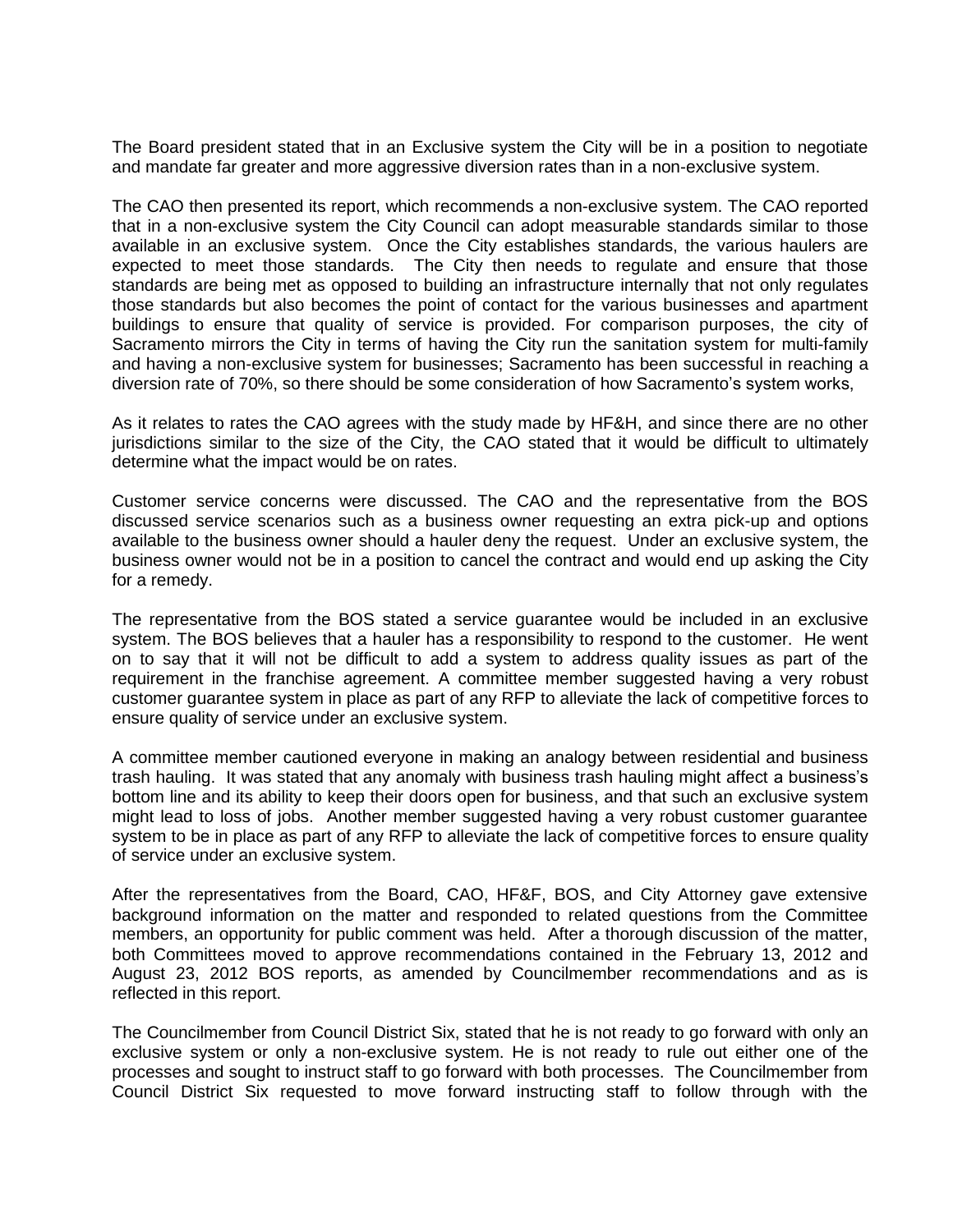The Board president stated that in an Exclusive system the City will be in a position to negotiate and mandate far greater and more aggressive diversion rates than in a non-exclusive system.

The CAO then presented its report, which recommends a non-exclusive system. The CAO reported that in a non-exclusive system the City Council can adopt measurable standards similar to those available in an exclusive system. Once the City establishes standards, the various haulers are expected to meet those standards. The City then needs to regulate and ensure that those standards are being met as opposed to building an infrastructure internally that not only regulates those standards but also becomes the point of contact for the various businesses and apartment buildings to ensure that quality of service is provided. For comparison purposes, the city of Sacramento mirrors the City in terms of having the City run the sanitation system for multi-family and having a non-exclusive system for businesses; Sacramento has been successful in reaching a diversion rate of 70%, so there should be some consideration of how Sacramento's system works,

As it relates to rates the CAO agrees with the study made by HF&H, and since there are no other jurisdictions similar to the size of the City, the CAO stated that it would be difficult to ultimately determine what the impact would be on rates.

Customer service concerns were discussed. The CAO and the representative from the BOS discussed service scenarios such as a business owner requesting an extra pick-up and options available to the business owner should a hauler deny the request. Under an exclusive system, the business owner would not be in a position to cancel the contract and would end up asking the City for a remedy.

The representative from the BOS stated a service guarantee would be included in an exclusive system. The BOS believes that a hauler has a responsibility to respond to the customer. He went on to say that it will not be difficult to add a system to address quality issues as part of the requirement in the franchise agreement. A committee member suggested having a very robust customer guarantee system in place as part of any RFP to alleviate the lack of competitive forces to ensure quality of service under an exclusive system.

A committee member cautioned everyone in making an analogy between residential and business trash hauling. It was stated that any anomaly with business trash hauling might affect a business's bottom line and its ability to keep their doors open for business, and that such an exclusive system might lead to loss of jobs. Another member suggested having a very robust customer guarantee system to be in place as part of any RFP to alleviate the lack of competitive forces to ensure quality of service under an exclusive system.

After the representatives from the Board, CAO, HF&F, BOS, and City Attorney gave extensive background information on the matter and responded to related questions from the Committee members, an opportunity for public comment was held. After a thorough discussion of the matter, both Committees moved to approve recommendations contained in the February 13, 2012 and August 23, 2012 BOS reports, as amended by Councilmember recommendations and as is reflected in this report.

The Councilmember from Council District Six, stated that he is not ready to go forward with only an exclusive system or only a non-exclusive system. He is not ready to rule out either one of the processes and sought to instruct staff to go forward with both processes. The Councilmember from Council District Six requested to move forward instructing staff to follow through with the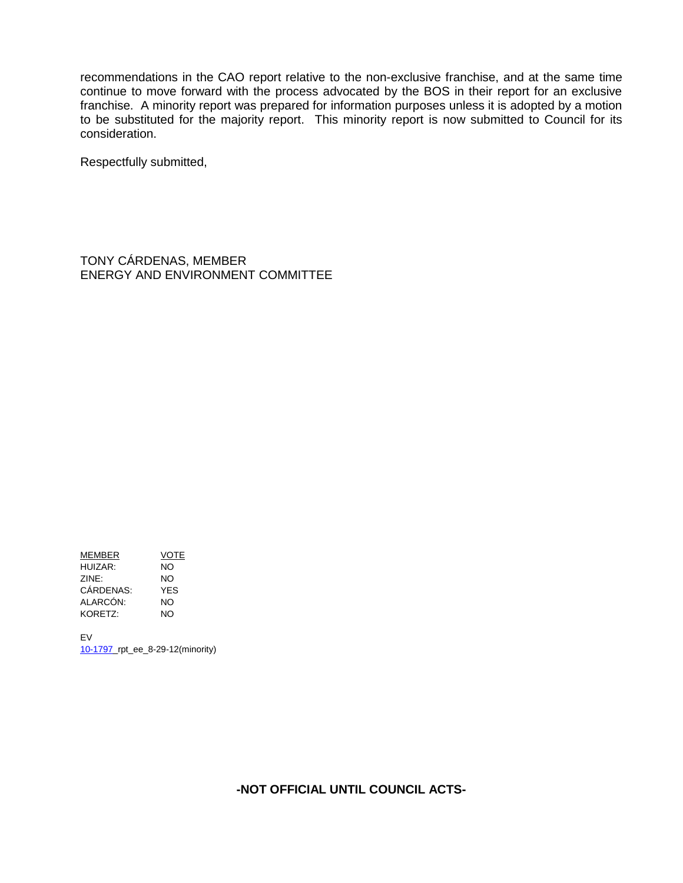recommendations in the CAO report relative to the non-exclusive franchise, and at the same time continue to move forward with the process advocated by the BOS in their report for an exclusive franchise. A minority report was prepared for information purposes unless it is adopted by a motion to be substituted for the majority report. This minority report is now submitted to Council for its consideration.

Respectfully submitted,

TONY CÁRDENAS, MEMBER
ENERGY AND ENVIRONMENT COMMITTEE

| MEMBER | VOTE |
|---|---|
| HUIZAR: | NO |
| ZINE: | NO |
| CÁRDENAS: | YES |
| ALARCÓN: | NO |
| KORETZ: | NO |

EV
10-1797 rpt_ee_8-29-12(minority)

**-NOT OFFICIAL UNTIL COUNCIL ACTS-**